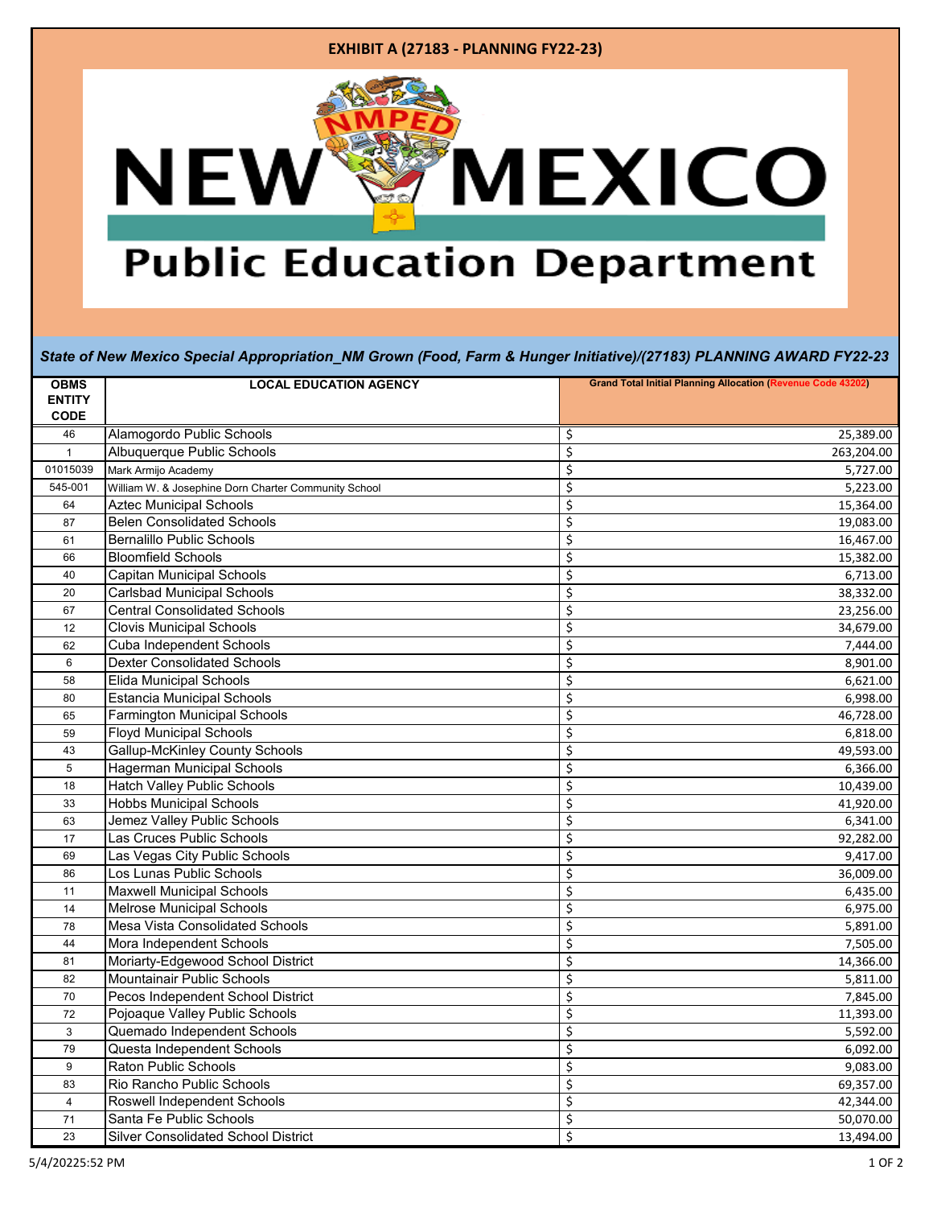# EXHIBIT A (27183 - PLANNING FY22-23)

**New Mexico Public Education Department**

***State of New Mexico Special Appropriation_NM Grown (Food, Farm & Hunger Initiative)/(27183) PLANNING AWARD FY22-23***

| OBMS ENTITY CODE | LOCAL EDUCATION AGENCY | Grand Total Initial Planning Allocation (Revenue Code 43202) |
|---|---|---|
| 46 | Alamogordo Public Schools | $ 25,389.00 |
| 1 | Albuquerque Public Schools | $ 263,204.00 |
| 01015039 | Mark Armijo Academy | $ 5,727.00 |
| 545-001 | William W. & Josephine Dorn Charter Community School | $ 5,223.00 |
| 64 | Aztec Municipal Schools | $ 15,364.00 |
| 87 | Belen Consolidated Schools | $ 19,083.00 |
| 61 | Bernalillo Public Schools | $ 16,467.00 |
| 66 | Bloomfield Schools | $ 15,382.00 |
| 40 | Capitan Municipal Schools | $ 6,713.00 |
| 20 | Carlsbad Municipal Schools | $ 38,332.00 |
| 67 | Central Consolidated Schools | $ 23,256.00 |
| 12 | Clovis Municipal Schools | $ 34,679.00 |
| 62 | Cuba Independent Schools | $ 7,444.00 |
| 6 | Dexter Consolidated Schools | $ 8,901.00 |
| 58 | Elida Municipal Schools | $ 6,621.00 |
| 80 | Estancia Municipal Schools | $ 6,998.00 |
| 65 | Farmington Municipal Schools | $ 46,728.00 |
| 59 | Floyd Municipal Schools | $ 6,818.00 |
| 43 | Gallup-McKinley County Schools | $ 49,593.00 |
| 5 | Hagerman Municipal Schools | $ 6,366.00 |
| 18 | Hatch Valley Public Schools | $ 10,439.00 |
| 33 | Hobbs Municipal Schools | $ 41,920.00 |
| 63 | Jemez Valley Public Schools | $ 6,341.00 |
| 17 | Las Cruces Public Schools | $ 92,282.00 |
| 69 | Las Vegas City Public Schools | $ 9,417.00 |
| 86 | Los Lunas Public Schools | $ 36,009.00 |
| 11 | Maxwell Municipal Schools | $ 6,435.00 |
| 14 | Melrose Municipal Schools | $ 6,975.00 |
| 78 | Mesa Vista Consolidated Schools | $ 5,891.00 |
| 44 | Mora Independent Schools | $ 7,505.00 |
| 81 | Moriarty-Edgewood School District | $ 14,366.00 |
| 82 | Mountainair Public Schools | $ 5,811.00 |
| 70 | Pecos Independent School District | $ 7,845.00 |
| 72 | Pojoaque Valley Public Schools | $ 11,393.00 |
| 3 | Quemado Independent Schools | $ 5,592.00 |
| 79 | Questa Independent Schools | $ 6,092.00 |
| 9 | Raton Public Schools | $ 9,083.00 |
| 83 | Rio Rancho Public Schools | $ 69,357.00 |
| 4 | Roswell Independent Schools | $ 42,344.00 |
| 71 | Santa Fe Public Schools | $ 50,070.00 |
| 23 | Silver Consolidated School District | $ 13,494.00 |

5/4/20225:52 PM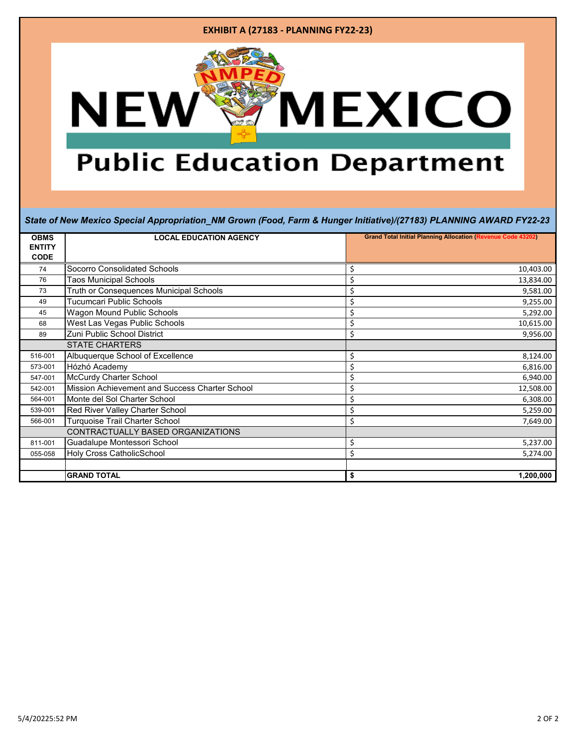**EXHIBIT A (27183 - PLANNING FY22-23)**

NEW MEXICO Public Education Department

***State of New Mexico Special Appropriation_NM Grown (Food, Farm & Hunger Initiative)/(27183) PLANNING AWARD FY22-23***

| OBMS ENTITY CODE | LOCAL EDUCATION AGENCY | Grand Total Initial Planning Allocation (Revenue Code 43202) |
|---|---|---|
| 74 | Socorro Consolidated Schools | $ 10,403.00 |
| 76 | Taos Municipal Schools | $ 13,834.00 |
| 73 | Truth or Consequences Municipal Schools | $ 9,581.00 |
| 49 | Tucumcari Public Schools | $ 9,255.00 |
| 45 | Wagon Mound Public Schools | $ 5,292.00 |
| 68 | West Las Vegas Public Schools | $ 10,615.00 |
| 89 | Zuni Public School District | $ 9,956.00 |
| | STATE CHARTERS | |
| 516-001 | Albuquerque School of Excellence | $ 8,124.00 |
| 573-001 | Hózhó Academy | $ 6,816.00 |
| 547-001 | McCurdy Charter School | $ 6,940.00 |
| 542-001 | Mission Achievement and Success Charter School | $ 12,508.00 |
| 564-001 | Monte del Sol Charter School | $ 6,308.00 |
| 539-001 | Red River Valley Charter School | $ 5,259.00 |
| 566-001 | Turquoise Trail Charter School | $ 7,649.00 |
| | CONTRACTUALLY BASED ORGANIZATIONS | |
| 811-001 | Guadalupe Montessori School | $ 5,237.00 |
| 055-058 | Holy Cross CatholicSchool | $ 5,274.00 |
| | | |
| | **GRAND TOTAL** | **$ 1,200,000** |

5/4/20225:52 PM